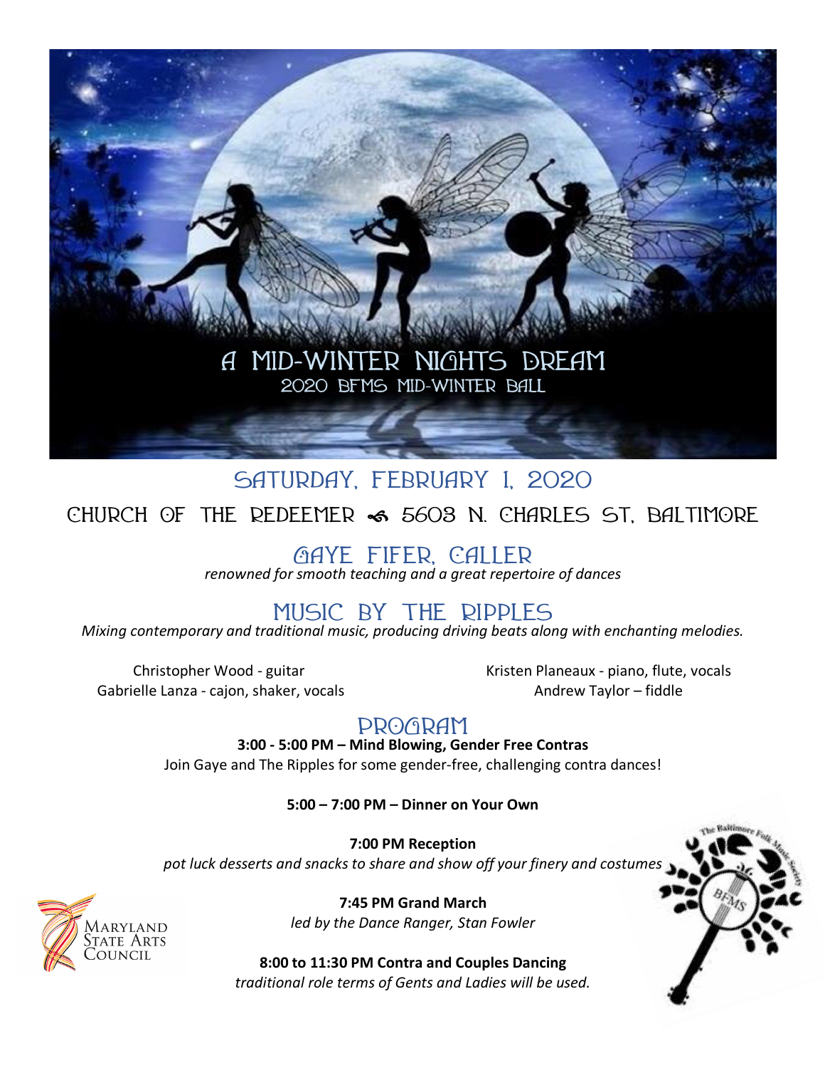# A MID-WINTER NIGHTS DREAM

## 2020 BFMS MID-WINTER BALL

## SATURDAY, FEBRUARY 1, 2020

CHURCH OF THE REDEEMER ~ 5603 N. CHARLES ST, BALTIMORE

## GAYE FIFER, CALLER

*renowned for smooth teaching and a great repertoire of dances*

## MUSIC BY THE RIPPLES

*Mixing contemporary and traditional music, producing driving beats along with enchanting melodies.*

Christopher Wood - guitar
Gabrielle Lanza - cajon, shaker, vocals
Kristen Planeaux - piano, flute, vocals
Andrew Taylor – fiddle

## PROGRAM

**3:00 - 5:00 PM – Mind Blowing, Gender Free Contras**
Join Gaye and The Ripples for some gender-free, challenging contra dances!

**5:00 – 7:00 PM – Dinner on Your Own**

**7:00 PM Reception**
*pot luck desserts and snacks to share and show off your finery and costumes*

**7:45 PM Grand March**
*led by the Dance Ranger, Stan Fowler*

**8:00 to 11:30 PM Contra and Couples Dancing**
*traditional role terms of Gents and Ladies will be used.*

Maryland State Arts Council

The Baltimore Folk Music Society
BFMS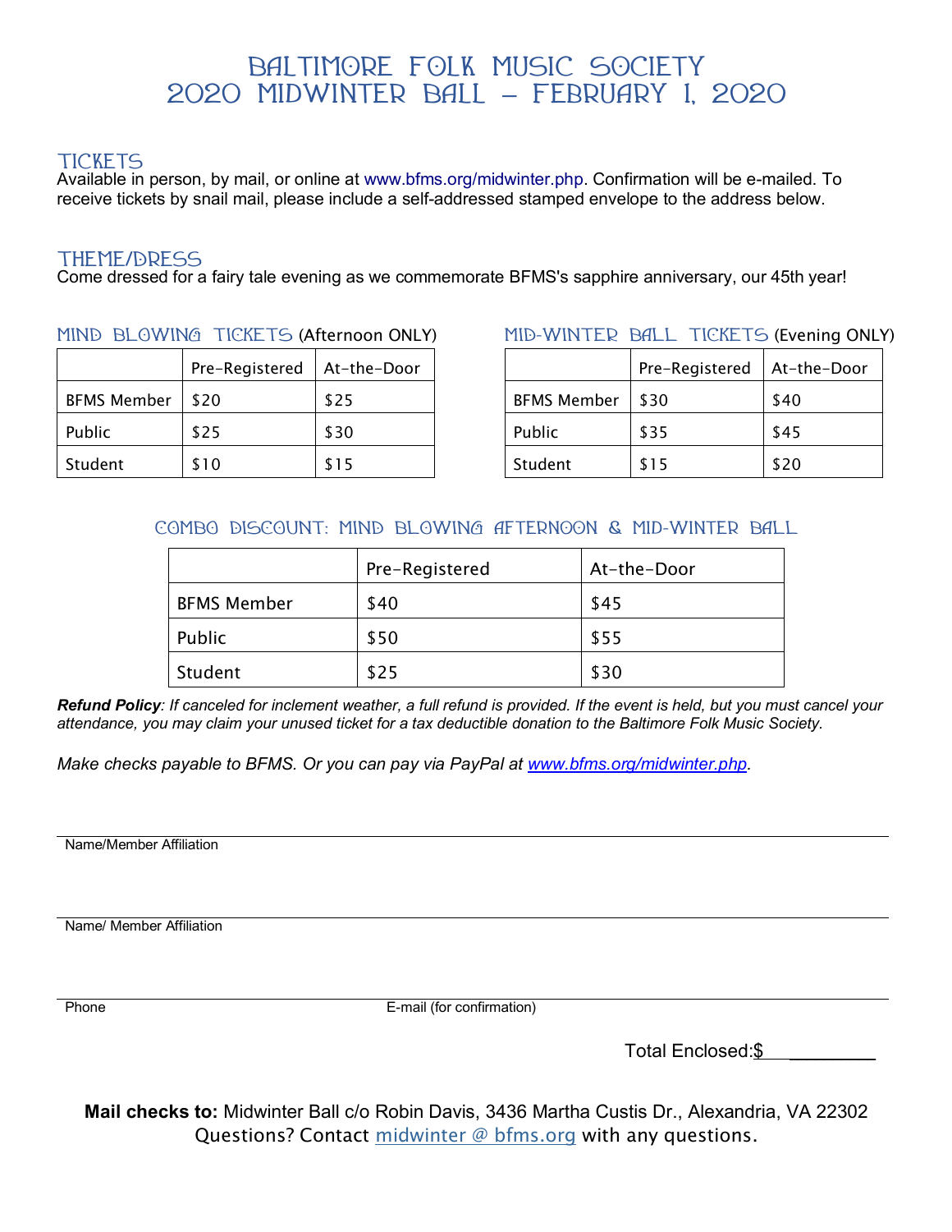# BALTIMORE FOLK MUSIC SOCIETY
# 2020 MIDWINTER BALL – FEBRUARY 1, 2020

## TICKETS

Available in person, by mail, or online at www.bfms.org/midwinter.php. Confirmation will be e-mailed. To receive tickets by snail mail, please include a self-addressed stamped envelope to the address below.

## THEME/DRESS

Come dressed for a fairy tale evening as we commemorate BFMS's sapphire anniversary, our 45th year!

### MIND BLOWING TICKETS (Afternoon ONLY)

| | Pre-Registered | At-the-Door |
|---|---|---|
| BFMS Member | $20 | $25 |
| Public | $25 | $30 |
| Student | $10 | $15 |

### MID-WINTER BALL TICKETS (Evening ONLY)

| | Pre-Registered | At-the-Door |
|---|---|---|
| BFMS Member | $30 | $40 |
| Public | $35 | $45 |
| Student | $15 | $20 |

### COMBO DISCOUNT: MIND BLOWING AFTERNOON & MID-WINTER BALL

| | Pre-Registered | At-the-Door |
|---|---|---|
| BFMS Member | $40 | $45 |
| Public | $50 | $55 |
| Student | $25 | $30 |

***Refund Policy**: If canceled for inclement weather, a full refund is provided. If the event is held, but you must cancel your attendance, you may claim your unused ticket for a tax deductible donation to the Baltimore Folk Music Society.*

*Make checks payable to BFMS. Or you can pay via PayPal at www.bfms.org/midwinter.php.*

Name/Member Affiliation

Name/ Member Affiliation

Phone  E-mail (for confirmation)

Total Enclosed:$ ________

**Mail checks to:** Midwinter Ball c/o Robin Davis, 3436 Martha Custis Dr., Alexandria, VA 22302
Questions? Contact midwinter @ bfms.org with any questions.